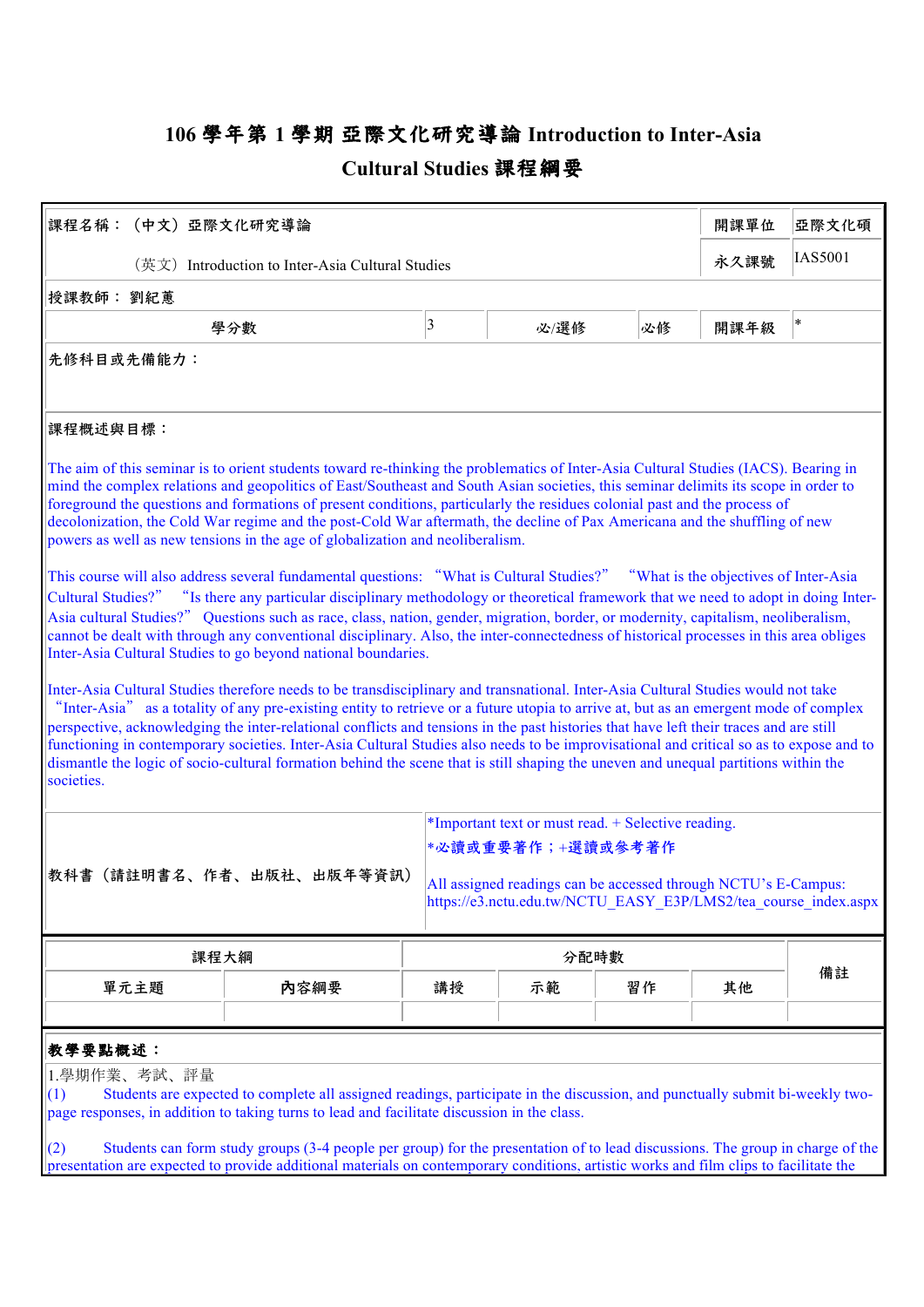# 106 學年第 1 學期 亞際文化研究導論 Introduction to Inter-Asia Cultural Studies 課程綱要

| 課程名稱：（中文）亞際文化研究導論 | | | | 開課單位 | 亞際文化碩 |
|---|---|---|---|---|---|
| （英文）Introduction to Inter-Asia Cultural Studies | | | | 永久課號 | IAS5001 |
| 授課教師： 劉紀蕙 | | | | | |
| 學分數 | 3 | 必/選修 | 必修 | 開課年級 | * |

先修科目或先備能力：

課程概述與目標：

The aim of this seminar is to orient students toward re-thinking the problematics of Inter-Asia Cultural Studies (IACS). Bearing in mind the complex relations and geopolitics of East/Southeast and South Asian societies, this seminar delimits its scope in order to foreground the questions and formations of present conditions, particularly the residues colonial past and the process of decolonization, the Cold War regime and the post-Cold War aftermath, the decline of Pax Americana and the shuffling of new powers as well as new tensions in the age of globalization and neoliberalism.

This course will also address several fundamental questions: "What is Cultural Studies?" "What is the objectives of Inter-Asia Cultural Studies?" "Is there any particular disciplinary methodology or theoretical framework that we need to adopt in doing Inter-Asia cultural Studies?" Questions such as race, class, nation, gender, migration, border, or modernity, capitalism, neoliberalism, cannot be dealt with through any conventional disciplinary. Also, the inter-connectedness of historical processes in this area obliges Inter-Asia Cultural Studies to go beyond national boundaries.

Inter-Asia Cultural Studies therefore needs to be transdisciplinary and transnational. Inter-Asia Cultural Studies would not take "Inter-Asia" as a totality of any pre-existing entity to retrieve or a future utopia to arrive at, but as an emergent mode of complex perspective, acknowledging the inter-relational conflicts and tensions in the past histories that have left their traces and are still functioning in contemporary societies. Inter-Asia Cultural Studies also needs to be improvisational and critical so as to expose and to dismantle the logic of socio-cultural formation behind the scene that is still shaping the uneven and unequal partitions within the societies.

| 教科書（請註明書名、作者、出版社、出版年等資訊） | *Important text or must read. + Selective reading.<br>*必讀或重要著作；+選讀或參考著作<br><br>All assigned readings can be accessed through NCTU's E-Campus: https://e3.nctu.edu.tw/NCTU_EASY_E3P/LMS2/tea_course_index.aspx |
|---|---|

| 課程大綱 | | 分配時數 | | | | 備註 |
|---|---|---|---|---|---|---|
| 單元主題 | 內容綱要 | 講授 | 示範 | 習作 | 其他 | |
| | | | | | | |

**教學要點概述：**

1.學期作業、考試、評量

(1) Students are expected to complete all assigned readings, participate in the discussion, and punctually submit bi-weekly two-page responses, in addition to taking turns to lead and facilitate discussion in the class.

(2) Students can form study groups (3-4 people per group) for the presentation of to lead discussions. The group in charge of the presentation are expected to provide additional materials on contemporary conditions, artistic works and film clips to facilitate the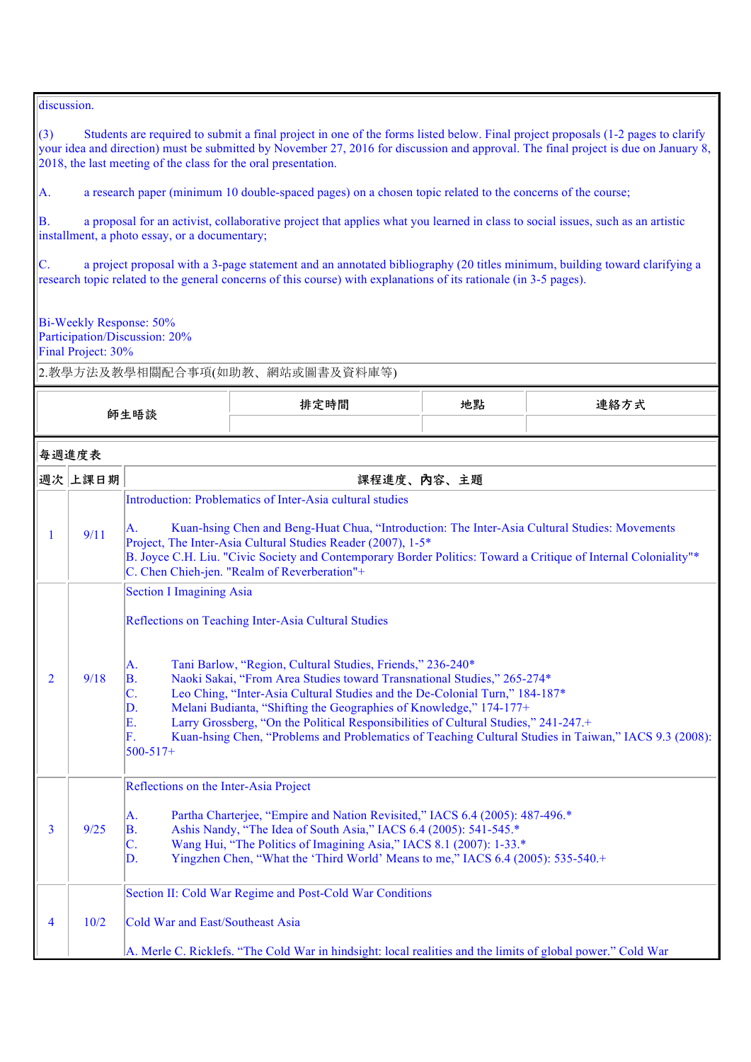discussion.

(3) Students are required to submit a final project in one of the forms listed below. Final project proposals (1-2 pages to clarify your idea and direction) must be submitted by November 27, 2016 for discussion and approval. The final project is due on January 8, 2018, the last meeting of the class for the oral presentation.

A. a research paper (minimum 10 double-spaced pages) on a chosen topic related to the concerns of the course;

B. a proposal for an activist, collaborative project that applies what you learned in class to social issues, such as an artistic installment, a photo essay, or a documentary;

C. a project proposal with a 3-page statement and an annotated bibliography (20 titles minimum, building toward clarifying a research topic related to the general concerns of this course) with explanations of its rationale (in 3-5 pages).

Bi-Weekly Response: 50%
Participation/Discussion: 20%
Final Project: 30%

2.教學方法及教學相關配合事項(如助教、網站或圖書及資料庫等)

| 師生晤談 | 排定時間 | 地點 | 連絡方式 |
|---|---|---|---|
| | | | |

每週進度表

| 週次 | 上課日期 | 課程進度、內容、主題 |
|---|---|---|
| 1 | 9/11 | Introduction: Problematics of Inter-Asia cultural studies<br><br>A. Kuan-hsing Chen and Beng-Huat Chua, "Introduction: The Inter-Asia Cultural Studies: Movements Project, The Inter-Asia Cultural Studies Reader (2007), 1-5*<br>B. Joyce C.H. Liu. "Civic Society and Contemporary Border Politics: Toward a Critique of Internal Coloniality"*<br>C. Chen Chieh-jen. "Realm of Reverberation"+ |
| 2 | 9/18 | Section I Imagining Asia<br><br>Reflections on Teaching Inter-Asia Cultural Studies<br><br>A. Tani Barlow, "Region, Cultural Studies, Friends," 236-240*<br>B. Naoki Sakai, "From Area Studies toward Transnational Studies," 265-274*<br>C. Leo Ching, "Inter-Asia Cultural Studies and the De-Colonial Turn," 184-187*<br>D. Melani Budianta, "Shifting the Geographies of Knowledge," 174-177+<br>E. Larry Grossberg, "On the Political Responsibilities of Cultural Studies," 241-247.+<br>F. Kuan-hsing Chen, "Problems and Problematics of Teaching Cultural Studies in Taiwan," IACS 9.3 (2008): 500-517+ |
| 3 | 9/25 | Reflections on the Inter-Asia Project<br><br>A. Partha Charterjee, "Empire and Nation Revisited," IACS 6.4 (2005): 487-496.*<br>B. Ashis Nandy, "The Idea of South Asia," IACS 6.4 (2005): 541-545.*<br>C. Wang Hui, "The Politics of Imagining Asia," IACS 8.1 (2007): 1-33.*<br>D. Yingzhen Chen, "What the 'Third World' Means to me," IACS 6.4 (2005): 535-540.+ |
| 4 | 10/2 | Section II: Cold War Regime and Post-Cold War Conditions<br><br>Cold War and East/Southeast Asia<br><br>A. Merle C. Ricklefs. "The Cold War in hindsight: local realities and the limits of global power." Cold War |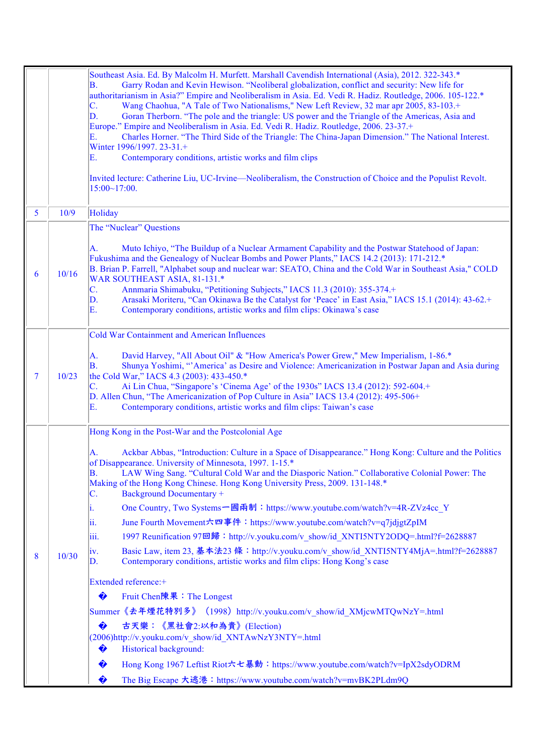| | | |
|---|---|---|
| | | Southeast Asia. Ed. By Malcolm H. Murfett. Marshall Cavendish International (Asia), 2012. 322-343.*<br>B. Garry Rodan and Kevin Hewison. "Neoliberal globalization, conflict and security: New life for authoritarianism in Asia?" Empire and Neoliberalism in Asia. Ed. Vedi R. Hadiz. Routledge, 2006. 105-122.*<br>C. Wang Chaohua, "A Tale of Two Nationalisms," New Left Review, 32 mar apr 2005, 83-103.+<br>D. Goran Therborn. "The pole and the triangle: US power and the Triangle of the Americas, Asia and Europe." Empire and Neoliberalism in Asia. Ed. Vedi R. Hadiz. Routledge, 2006. 23-37.+<br>E. Charles Horner. "The Third Side of the Triangle: The China-Japan Dimension." The National Interest. Winter 1996/1997. 23-31.+<br>E. Contemporary conditions, artistic works and film clips<br><br>Invited lecture: Catherine Liu, UC-Irvine—Neoliberalism, the Construction of Choice and the Populist Revolt. 15:00~17:00. |
| 5 | 10/9 | Holiday |
| 6 | 10/16 | The "Nuclear" Questions<br><br>A. Muto Ichiyo, "The Buildup of a Nuclear Armament Capability and the Postwar Statehood of Japan: Fukushima and the Genealogy of Nuclear Bombs and Power Plants," IACS 14.2 (2013): 171-212.*<br>B. Brian P. Farrell, "Alphabet soup and nuclear war: SEATO, China and the Cold War in Southeast Asia," COLD WAR SOUTHEAST ASIA, 81-131.*<br>C. Annmaria Shimabuku, "Petitioning Subjects," IACS 11.3 (2010): 355-374.+<br>D. Arasaki Moriteru, "Can Okinawa Be the Catalyst for 'Peace' in East Asia," IACS 15.1 (2014): 43-62.+<br>E. Contemporary conditions, artistic works and film clips: Okinawa's case |
| 7 | 10/23 | Cold War Containment and American Influences<br><br>A. David Harvey, "All About Oil" & "How America's Power Grew," Mew Imperialism, 1-86.*<br>B. Shunya Yoshimi, "'America' as Desire and Violence: Americanization in Postwar Japan and Asia during the Cold War," IACS 4.3 (2003): 433-450.*<br>C. Ai Lin Chua, "Singapore's 'Cinema Age' of the 1930s" IACS 13.4 (2012): 592-604.+<br>D. Allen Chun, "The Americanization of Pop Culture in Asia" IACS 13.4 (2012): 495-506+<br>E. Contemporary conditions, artistic works and film clips: Taiwan's case |
| 8 | 10/30 | Hong Kong in the Post-War and the Postcolonial Age<br><br>A. Ackbar Abbas, "Introduction: Culture in a Space of Disappearance." Hong Kong: Culture and the Politics of Disappearance. University of Minnesota, 1997. 1-15.*<br>B. LAW Wing Sang. "Cultural Cold War and the Diasporic Nation." Collaborative Colonial Power: The Making of the Hong Kong Chinese. Hong Kong University Press, 2009. 131-148.*<br>C. Background Documentary +<br>i. One Country, Two Systems一國兩制：https://www.youtube.com/watch?v=4R-ZVz4cc_Y<br>ii. June Fourth Movement六四事件：https://www.youtube.com/watch?v=q7jdjgtZpIM<br>iii. 1997 Reunification 97回歸：http://v.youku.com/v_show/id_XNTI5NTY2ODQ=.html?f=2628887<br>iv. Basic Law, item 23, 基本法23 條：http://v.youku.com/v_show/id_XNTI5NTY4MjA=.html?f=2628887<br>D. Contemporary conditions, artistic works and film clips: Hong Kong's case<br><br>Extended reference:+<br>� Fruit Chen陳果：The Longest Summer《去年煙花特別多》（1998）http://v.youku.com/v_show/id_XMjcwMTQwNzY=.html<br>� 古天樂：《黑社會2:以和為貴》(Election) (2006)http://v.youku.com/v_show/id_XNTAwNzY3NTY=.html<br>� Historical background:<br>� Hong Kong 1967 Leftist Riot六七暴動：https://www.youtube.com/watch?v=IpX2sdyODRM<br>� The Big Escape 大逃港：https://www.youtube.com/watch?v=mvBK2PLdm9Q |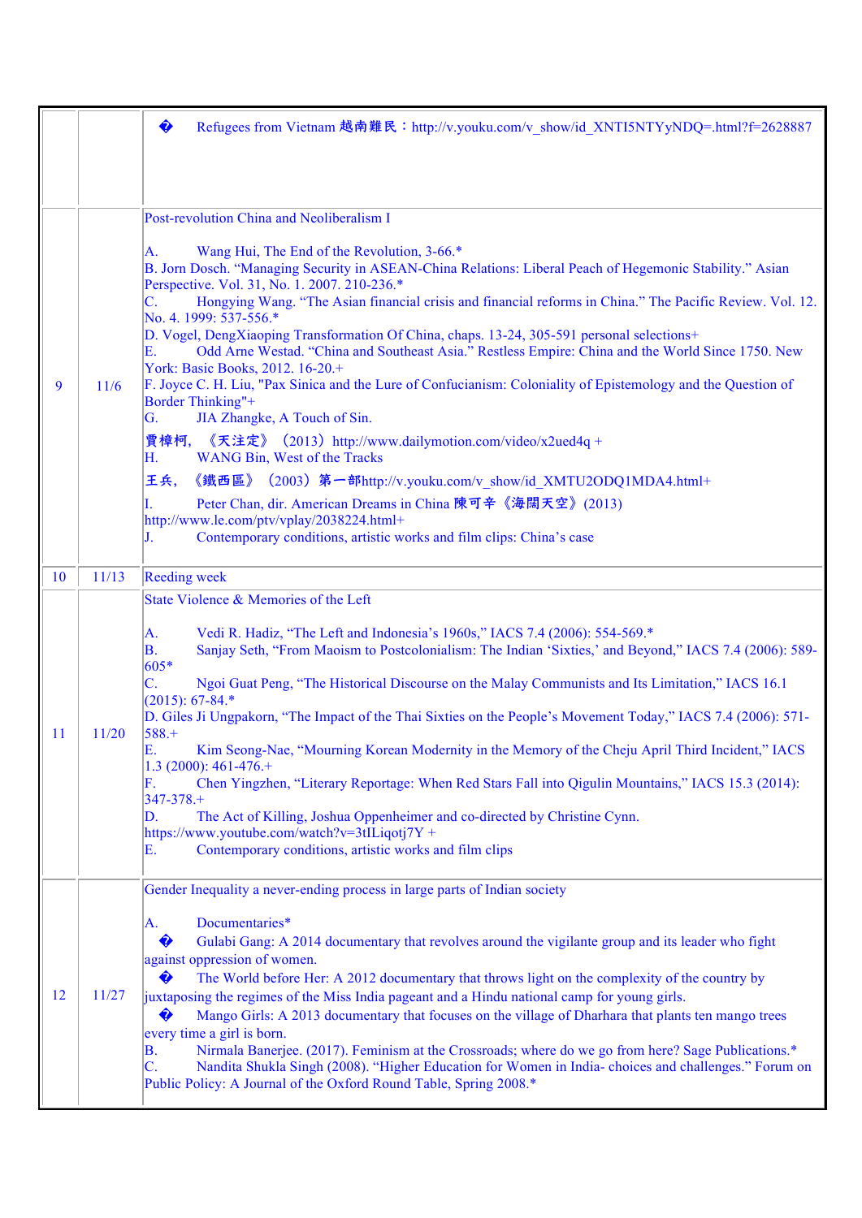| | | |
|---|---|---|
| | | � Refugees from Vietnam 越南難民：http://v.youku.com/v_show/id_XNTI5NTYyNDQ=.html?f=2628887 |
| 9 | 11/6 | Post-revolution China and Neoliberalism I<br><br>A. Wang Hui, The End of the Revolution, 3-66.*<br>B. Jorn Dosch. “Managing Security in ASEAN-China Relations: Liberal Peach of Hegemonic Stability.” Asian Perspective. Vol. 31, No. 1. 2007. 210-236.*<br>C. Hongying Wang. “The Asian financial crisis and financial reforms in China.” The Pacific Review. Vol. 12. No. 4. 1999: 537-556.*<br>D. Vogel, DengXiaoping Transformation Of China, chaps. 13-24, 305-591 personal selections+<br>E. Odd Arne Westad. “China and Southeast Asia.” Restless Empire: China and the World Since 1750. New York: Basic Books, 2012. 16-20.+<br>F. Joyce C. H. Liu, "Pax Sinica and the Lure of Confucianism: Coloniality of Epistemology and the Question of Border Thinking"+<br>G. JIA Zhangke, A Touch of Sin.<br>賈樟柯, 《天注定》（2013）http://www.dailymotion.com/video/x2ued4q +<br>H. WANG Bin, West of the Tracks<br>王兵, 《鐵西區》（2003）第一部http://v.youku.com/v_show/id_XMTU2ODQ1MDA4.html+<br>I. Peter Chan, dir. American Dreams in China 陳可辛《海闊天空》(2013) http://www.le.com/ptv/vplay/2038224.html+<br>J. Contemporary conditions, artistic works and film clips: China’s case |
| 10 | 11/13 | Reeding week |
| 11 | 11/20 | State Violence & Memories of the Left<br><br>A. Vedi R. Hadiz, “The Left and Indonesia’s 1960s,” IACS 7.4 (2006): 554-569.*<br>B. Sanjay Seth, “From Maoism to Postcolonialism: The Indian ‘Sixties,’ and Beyond,” IACS 7.4 (2006): 589-605*<br>C. Ngoi Guat Peng, “The Historical Discourse on the Malay Communists and Its Limitation,” IACS 16.1 (2015): 67-84.*<br>D. Giles Ji Ungpakorn, “The Impact of the Thai Sixties on the People’s Movement Today,” IACS 7.4 (2006): 571-588.+<br>E. Kim Seong-Nae, “Mourning Korean Modernity in the Memory of the Cheju April Third Incident,” IACS 1.3 (2000): 461-476.+<br>F. Chen Yingzhen, “Literary Reportage: When Red Stars Fall into Qigulin Mountains,” IACS 15.3 (2014): 347-378.+<br>D. The Act of Killing, Joshua Oppenheimer and co-directed by Christine Cynn. https://www.youtube.com/watch?v=3tILiqotj7Y +<br>E. Contemporary conditions, artistic works and film clips |
| 12 | 11/27 | Gender Inequality a never-ending process in large parts of Indian society<br><br>A. Documentaries*<br>� Gulabi Gang: A 2014 documentary that revolves around the vigilante group and its leader who fight against oppression of women.<br>� The World before Her: A 2012 documentary that throws light on the complexity of the country by juxtaposing the regimes of the Miss India pageant and a Hindu national camp for young girls.<br>� Mango Girls: A 2013 documentary that focuses on the village of Dharhara that plants ten mango trees every time a girl is born.<br>B. Nirmala Banerjee. (2017). Feminism at the Crossroads; where do we go from here? Sage Publications.*<br>C. Nandita Shukla Singh (2008). “Higher Education for Women in India- choices and challenges.” Forum on Public Policy: A Journal of the Oxford Round Table, Spring 2008.* |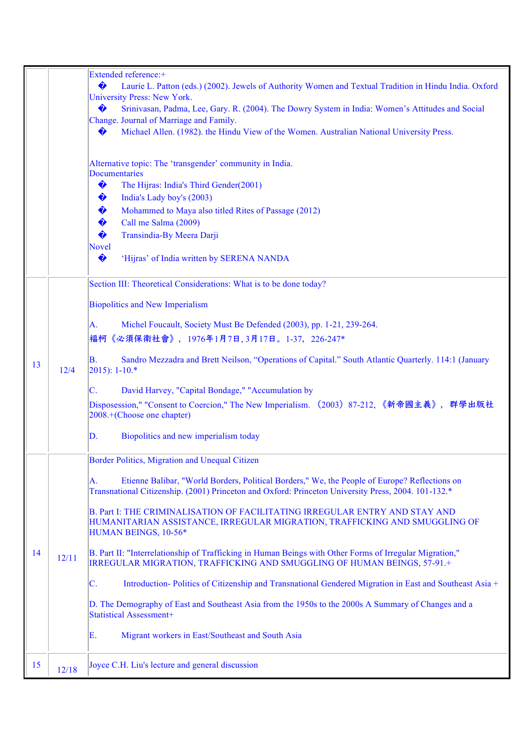| | | |
|---|---|---|
| | | Extended reference:+<br>� Laurie L. Patton (eds.) (2002). Jewels of Authority Women and Textual Tradition in Hindu India. Oxford University Press: New York.<br>� Srinivasan, Padma, Lee, Gary. R. (2004). The Dowry System in India: Women's Attitudes and Social Change. Journal of Marriage and Family.<br>� Michael Allen. (1982). the Hindu View of the Women. Australian National University Press.<br><br>Alternative topic: The 'transgender' community in India.<br>Documentaries<br>� The Hijras: India's Third Gender(2001)<br>� India's Lady boy's (2003)<br>� Mohammed to Maya also titled Rites of Passage (2012)<br>� Call me Salma (2009)<br>� Transindia-By Meera Darji<br>Novel<br>� 'Hijras' of India written by SERENA NANDA |
| 13 | 12/4 | Section III: Theoretical Considerations: What is to be done today?<br><br>Biopolitics and New Imperialism<br><br>A. Michel Foucault, Society Must Be Defended (2003), pp. 1-21, 239-264.<br>福柯《必須保衛社會》，1976年1月7日, 3月17日。1-37，226-247*<br><br>B. Sandro Mezzadra and Brett Neilson, "Operations of Capital." South Atlantic Quarterly. 114:1 (January 2015): 1-10.*<br><br>C. David Harvey, "Capital Bondage," "Accumulation by Dispossession," "Consent to Coercion," The New Imperialism. （2003）87-212,《新帝國主義》，群學出版社 2008.+(Choose one chapter)<br><br>D. Biopolitics and new imperialism today |
| 14 | 12/11 | Border Politics, Migration and Unequal Citizen<br><br>A. Etienne Balibar, "World Borders, Political Borders," We, the People of Europe? Reflections on Transnational Citizenship. (2001) Princeton and Oxford: Princeton University Press, 2004. 101-132.*<br><br>B. Part I: THE CRIMINALISATION OF FACILITATING IRREGULAR ENTRY AND STAY AND HUMANITARIAN ASSISTANCE, IRREGULAR MIGRATION, TRAFFICKING AND SMUGGLING OF HUMAN BEINGS, 10-56*<br><br>B. Part II: "Interrelationship of Trafficking in Human Beings with Other Forms of Irregular Migration," IRREGULAR MIGRATION, TRAFFICKING AND SMUGGLING OF HUMAN BEINGS, 57-91.+<br><br>C. Introduction- Politics of Citizenship and Transnational Gendered Migration in East and Southeast Asia +<br><br>D. The Demography of East and Southeast Asia from the 1950s to the 2000s A Summary of Changes and a Statistical Assessment+<br><br>E. Migrant workers in East/Southeast and South Asia |
| 15 | 12/18 | Joyce C.H. Liu's lecture and general discussion |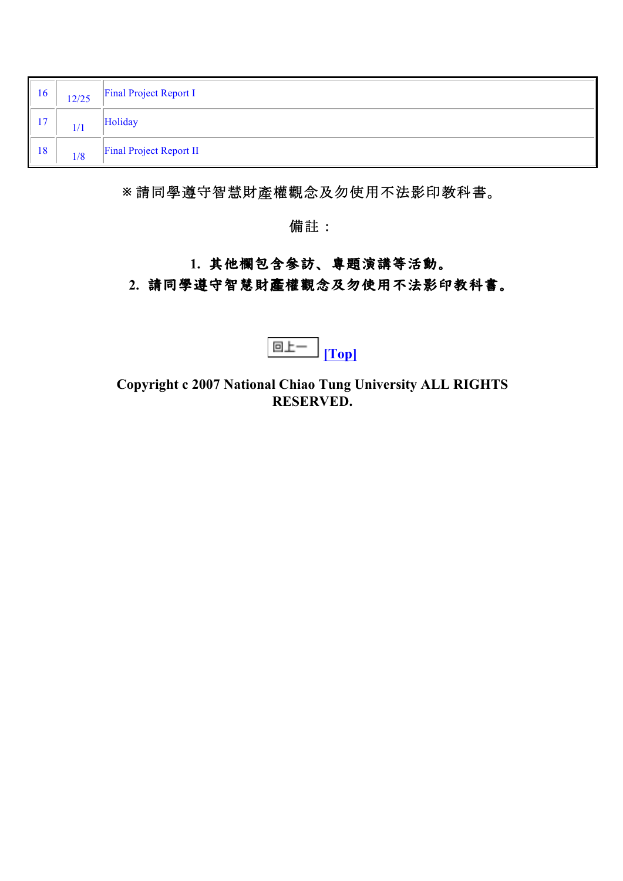| | | |
|---|---|---|
| 16 | 12/25 | Final Project Report I |
| 17 | 1/1 | Holiday |
| 18 | 1/8 | Final Project Report II |

※請同學遵守智慧財產權觀念及勿使用不法影印教科書。

備註：

**1. 其他欄包含參訪、專題演講等活動。**
**2. 請同學遵守智慧財產權觀念及勿使用不法影印教科書。**

回上一 [Top]

**Copyright c 2007 National Chiao Tung University ALL RIGHTS RESERVED.**